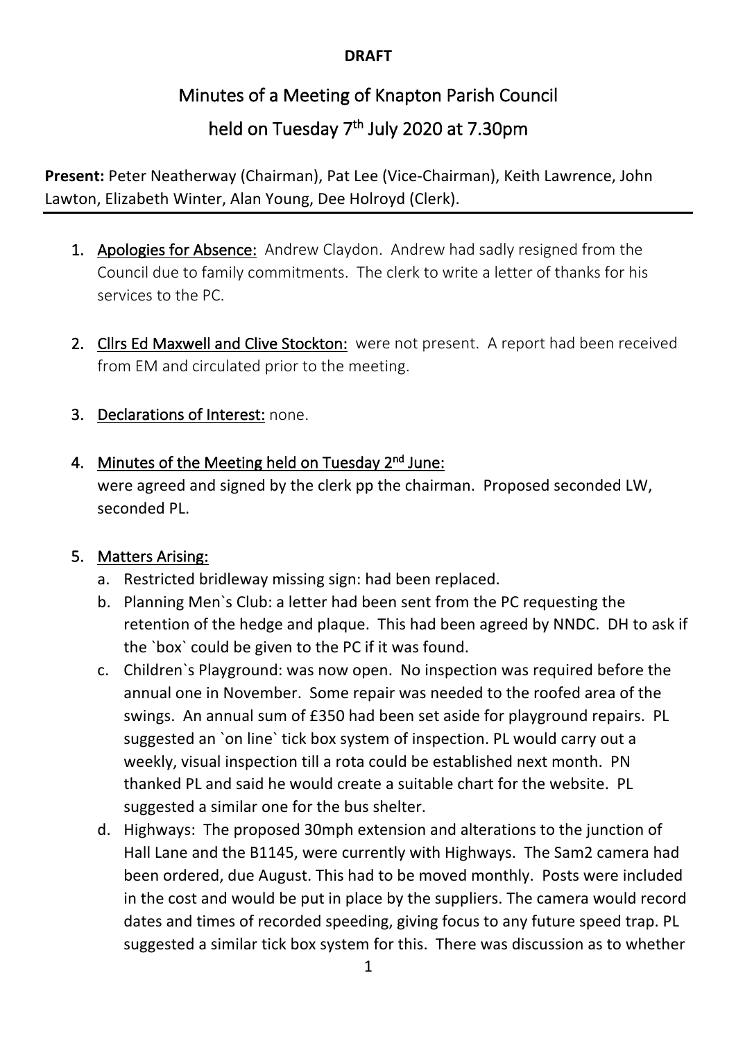**DRAFT**

# Minutes of a Meeting of Knapton Parish Council
# held on Tuesday 7th July 2020 at 7.30pm

**Present:** Peter Neatherway (Chairman), Pat Lee (Vice-Chairman), Keith Lawrence, John Lawton, Elizabeth Winter, Alan Young, Dee Holroyd (Clerk).

---

1. Apologies for Absence: Andrew Claydon. Andrew had sadly resigned from the Council due to family commitments. The clerk to write a letter of thanks for his services to the PC.

2. Cllrs Ed Maxwell and Clive Stockton: were not present. A report had been received from EM and circulated prior to the meeting.

3. Declarations of Interest: none.

4. Minutes of the Meeting held on Tuesday 2nd June:
   were agreed and signed by the clerk pp the chairman. Proposed seconded LW, seconded PL.

5. Matters Arising:
   a. Restricted bridleway missing sign: had been replaced.
   b. Planning Men`s Club: a letter had been sent from the PC requesting the retention of the hedge and plaque. This had been agreed by NNDC. DH to ask if the `box` could be given to the PC if it was found.
   c. Children`s Playground: was now open. No inspection was required before the annual one in November. Some repair was needed to the roofed area of the swings. An annual sum of £350 had been set aside for playground repairs. PL suggested an `on line` tick box system of inspection. PL would carry out a weekly, visual inspection till a rota could be established next month. PN thanked PL and said he would create a suitable chart for the website. PL suggested a similar one for the bus shelter.
   d. Highways: The proposed 30mph extension and alterations to the junction of Hall Lane and the B1145, were currently with Highways. The Sam2 camera had been ordered, due August. This had to be moved monthly. Posts were included in the cost and would be put in place by the suppliers. The camera would record dates and times of recorded speeding, giving focus to any future speed trap. PL suggested a similar tick box system for this. There was discussion as to whether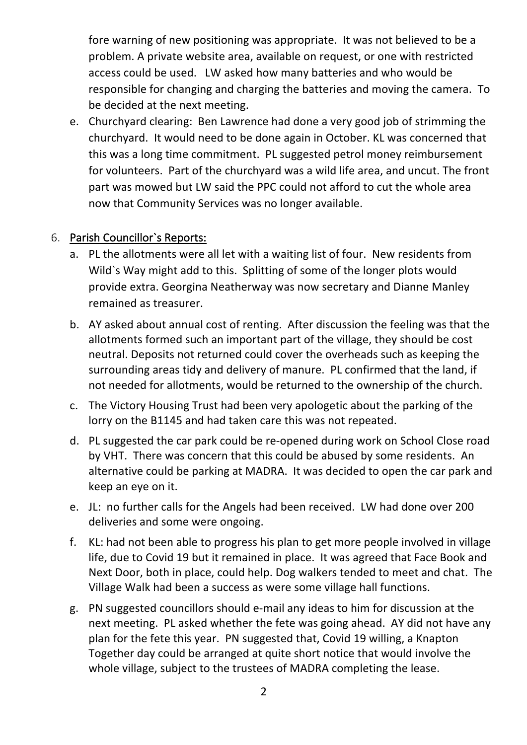fore warning of new positioning was appropriate. It was not believed to be a problem. A private website area, available on request, or one with restricted access could be used. LW asked how many batteries and who would be responsible for changing and charging the batteries and moving the camera. To be decided at the next meeting.

e. Churchyard clearing: Ben Lawrence had done a very good job of strimming the churchyard. It would need to be done again in October. KL was concerned that this was a long time commitment. PL suggested petrol money reimbursement for volunteers. Part of the churchyard was a wild life area, and uncut. The front part was mowed but LW said the PPC could not afford to cut the whole area now that Community Services was no longer available.

6. <u>Parish Councillor`s Reports:</u>
   a. PL the allotments were all let with a waiting list of four. New residents from Wild`s Way might add to this. Splitting of some of the longer plots would provide extra. Georgina Neatherway was now secretary and Dianne Manley remained as treasurer.
   b. AY asked about annual cost of renting. After discussion the feeling was that the allotments formed such an important part of the village, they should be cost neutral. Deposits not returned could cover the overheads such as keeping the surrounding areas tidy and delivery of manure. PL confirmed that the land, if not needed for allotments, would be returned to the ownership of the church.
   c. The Victory Housing Trust had been very apologetic about the parking of the lorry on the B1145 and had taken care this was not repeated.
   d. PL suggested the car park could be re-opened during work on School Close road by VHT. There was concern that this could be abused by some residents. An alternative could be parking at MADRA. It was decided to open the car park and keep an eye on it.
   e. JL: no further calls for the Angels had been received. LW had done over 200 deliveries and some were ongoing.
   f. KL: had not been able to progress his plan to get more people involved in village life, due to Covid 19 but it remained in place. It was agreed that Face Book and Next Door, both in place, could help. Dog walkers tended to meet and chat. The Village Walk had been a success as were some village hall functions.
   g. PN suggested councillors should e-mail any ideas to him for discussion at the next meeting. PL asked whether the fete was going ahead. AY did not have any plan for the fete this year. PN suggested that, Covid 19 willing, a Knapton Together day could be arranged at quite short notice that would involve the whole village, subject to the trustees of MADRA completing the lease.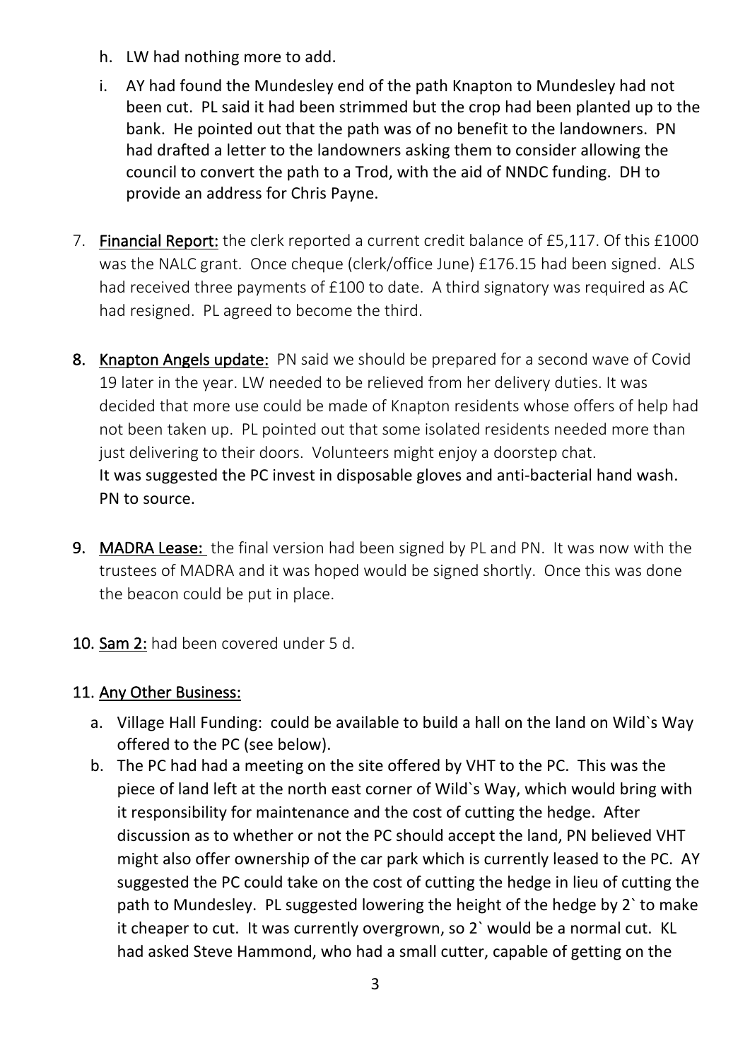h. LW had nothing more to add.

i. AY had found the Mundesley end of the path Knapton to Mundesley had not been cut. PL said it had been strimmed but the crop had been planted up to the bank. He pointed out that the path was of no benefit to the landowners. PN had drafted a letter to the landowners asking them to consider allowing the council to convert the path to a Trod, with the aid of NNDC funding. DH to provide an address for Chris Payne.

7. **Financial Report:** the clerk reported a current credit balance of £5,117. Of this £1000 was the NALC grant. Once cheque (clerk/office June) £176.15 had been signed. ALS had received three payments of £100 to date. A third signatory was required as AC had resigned. PL agreed to become the third.

8. **Knapton Angels update:** PN said we should be prepared for a second wave of Covid 19 later in the year. LW needed to be relieved from her delivery duties. It was decided that more use could be made of Knapton residents whose offers of help had not been taken up. PL pointed out that some isolated residents needed more than just delivering to their doors. Volunteers might enjoy a doorstep chat.
It was suggested the PC invest in disposable gloves and anti-bacterial hand wash. PN to source.

9. **MADRA Lease:** the final version had been signed by PL and PN. It was now with the trustees of MADRA and it was hoped would be signed shortly. Once this was done the beacon could be put in place.

10. **Sam 2:** had been covered under 5 d.

11. **Any Other Business:**

   a. Village Hall Funding: could be available to build a hall on the land on Wild`s Way offered to the PC (see below).

   b. The PC had had a meeting on the site offered by VHT to the PC. This was the piece of land left at the north east corner of Wild`s Way, which would bring with it responsibility for maintenance and the cost of cutting the hedge. After discussion as to whether or not the PC should accept the land, PN believed VHT might also offer ownership of the car park which is currently leased to the PC. AY suggested the PC could take on the cost of cutting the hedge in lieu of cutting the path to Mundesley. PL suggested lowering the height of the hedge by 2` to make it cheaper to cut. It was currently overgrown, so 2` would be a normal cut. KL had asked Steve Hammond, who had a small cutter, capable of getting on the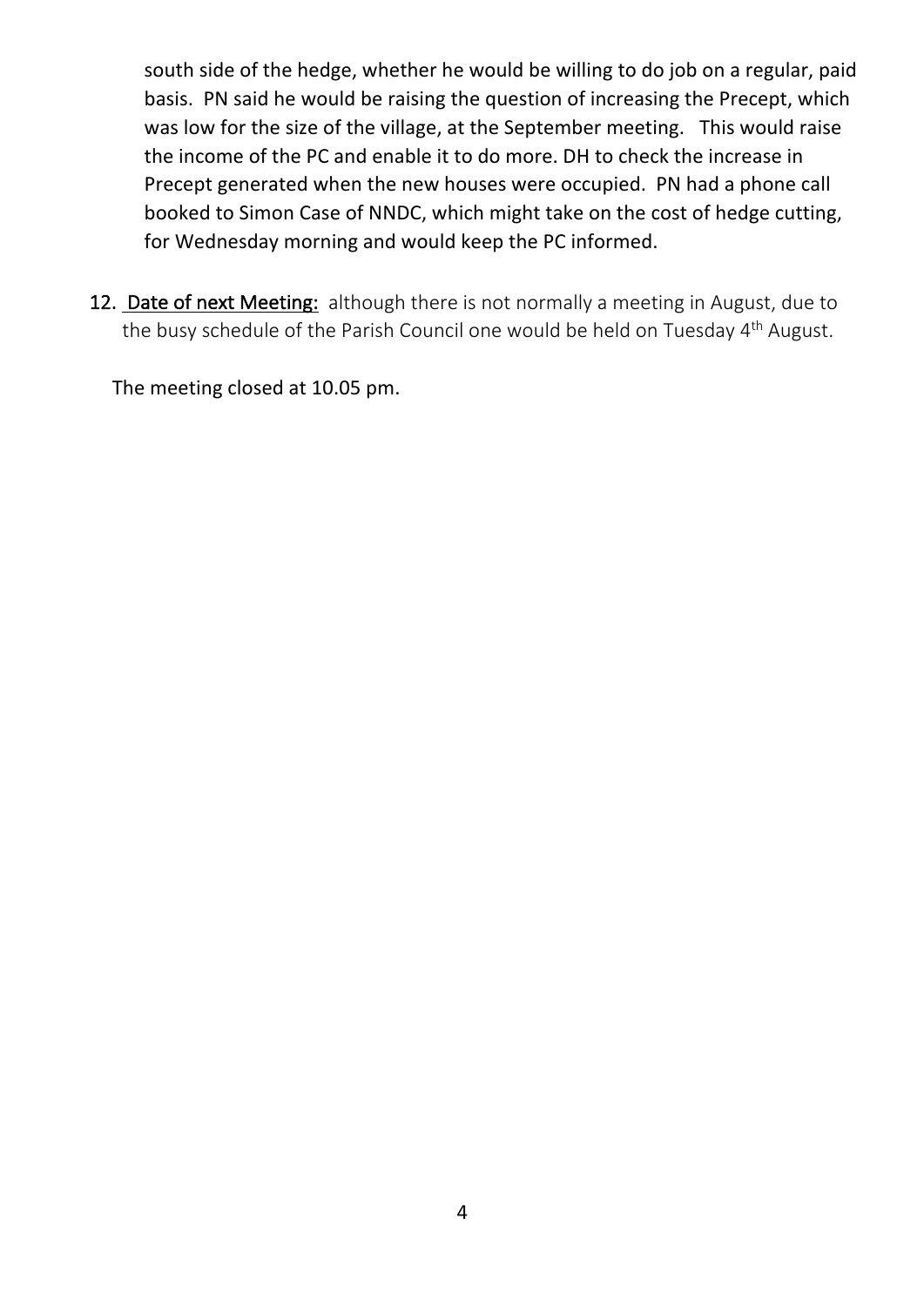south side of the hedge, whether he would be willing to do job on a regular, paid basis. PN said he would be raising the question of increasing the Precept, which was low for the size of the village, at the September meeting. This would raise the income of the PC and enable it to do more. DH to check the increase in Precept generated when the new houses were occupied. PN had a phone call booked to Simon Case of NNDC, which might take on the cost of hedge cutting, for Wednesday morning and would keep the PC informed.

12. **Date of next Meeting:** although there is not normally a meeting in August, due to the busy schedule of the Parish Council one would be held on Tuesday 4th August.

The meeting closed at 10.05 pm.